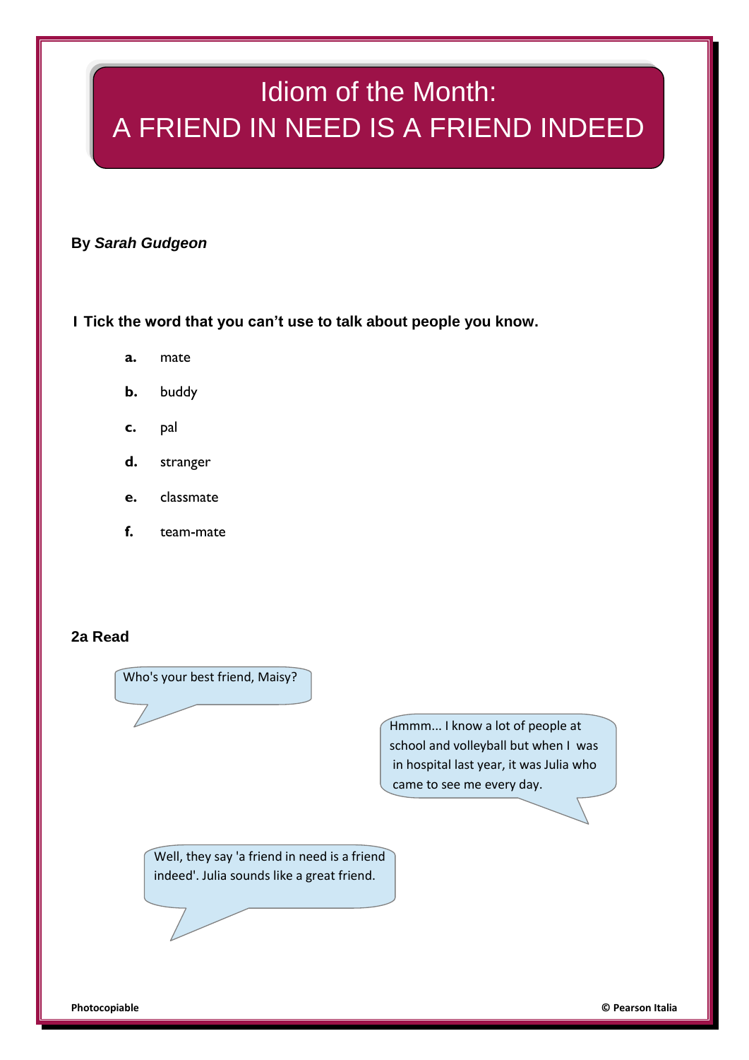# Idiom of the Month: A FRIEND IN NEED IS A FRIEND INDEED

**By *Sarah Gudgeon***

**I Tick the word that you can't use to talk about people you know.**

- **a.** mate
- **b.** buddy
- **c.** pal
- **d.** stranger
- **e.** classmate
- **f.** team-mate

**2a Read**

Who's your best friend, Maisy?

Hmmm... I know a lot of people at school and volleyball but when I was in hospital last year, it was Julia who came to see me every day.

Well, they say 'a friend in need is a friend indeed'. Julia sounds like a great friend.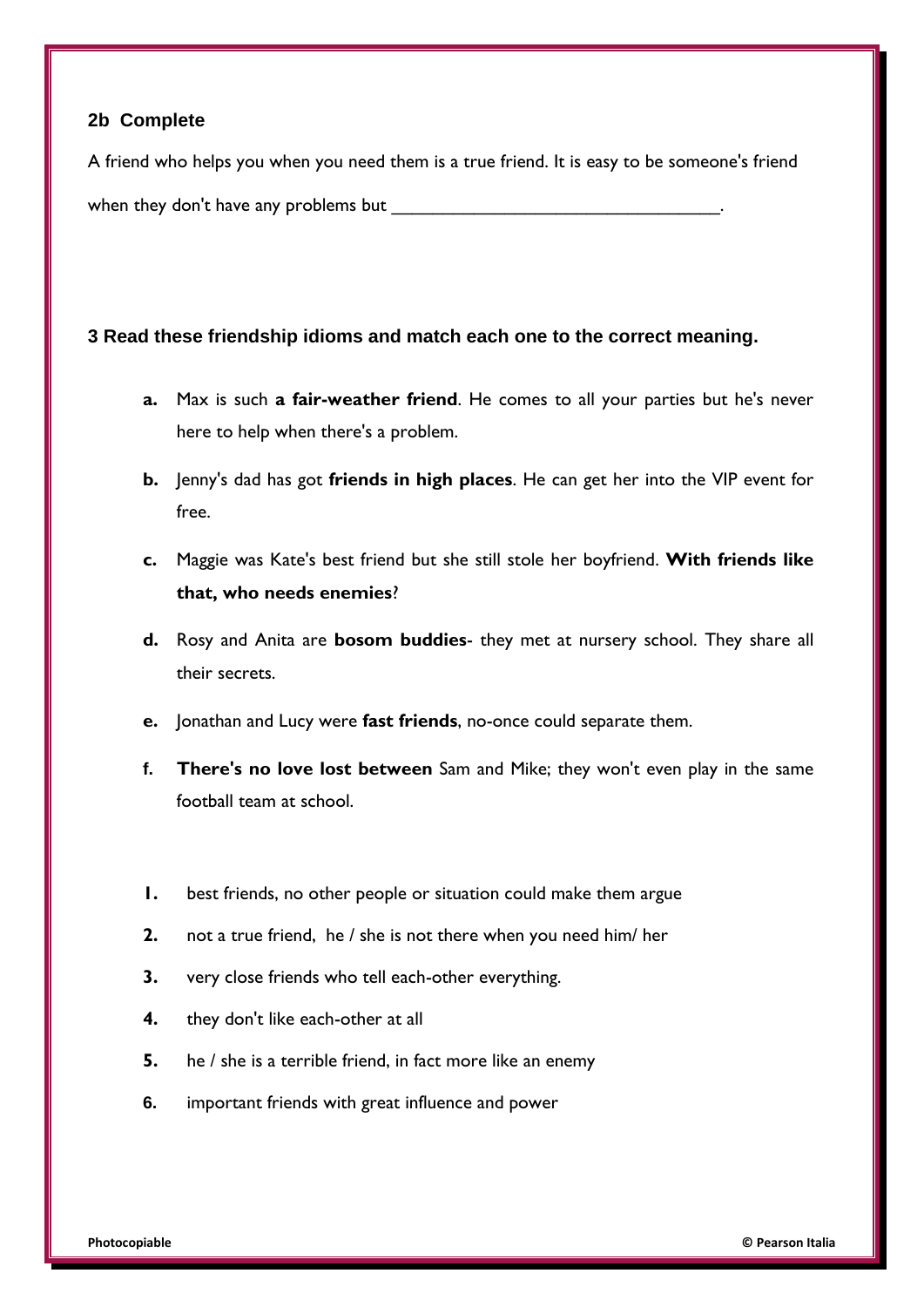**2b Complete**

A friend who helps you when you need them is a true friend. It is easy to be someone's friend when they don't have any problems but ________________________________.

**3 Read these friendship idioms and match each one to the correct meaning.**

**a.** Max is such **a fair-weather friend**. He comes to all your parties but he's never here to help when there's a problem.

**b.** Jenny's dad has got **friends in high places**. He can get her into the VIP event for free.

**c.** Maggie was Kate's best friend but she still stole her boyfriend. **With friends like that, who needs enemies**?

**d.** Rosy and Anita are **bosom buddies**- they met at nursery school. They share all their secrets.

**e.** Jonathan and Lucy were **fast friends**, no-once could separate them.

**f.** **There's no love lost between** Sam and Mike; they won't even play in the same football team at school.

**1.** best friends, no other people or situation could make them argue

**2.** not a true friend, he / she is not there when you need him/ her

**3.** very close friends who tell each-other everything.

**4.** they don't like each-other at all

**5.** he / she is a terrible friend, in fact more like an enemy

**6.** important friends with great influence and power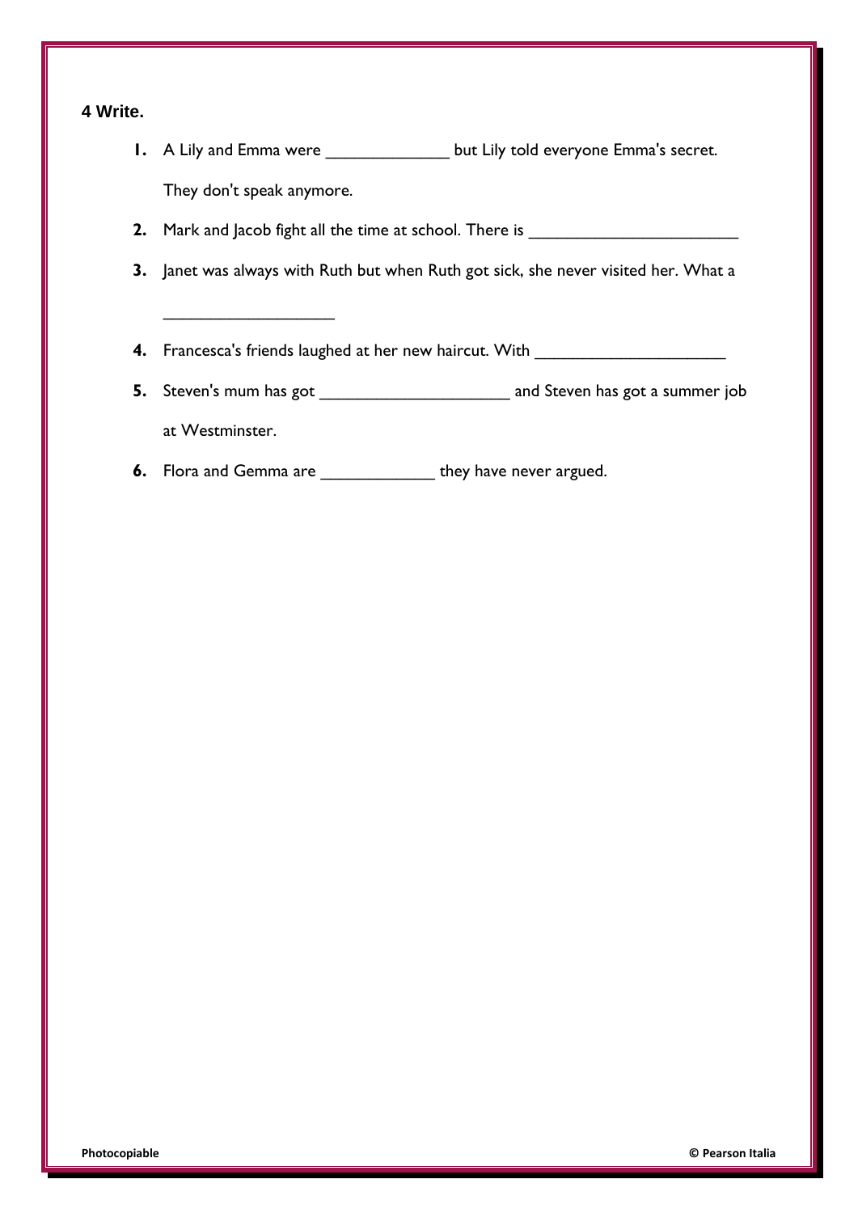**4 Write.**

1. A Lily and Emma were _____________ but Lily told everyone Emma's secret. They don't speak anymore.
2. Mark and Jacob fight all the time at school. There is ______________________
3. Janet was always with Ruth but when Ruth got sick, she never visited her. What a __________________
4. Francesca's friends laughed at her new haircut. With ____________________
5. Steven's mum has got ____________________ and Steven has got a summer job at Westminster.
6. Flora and Gemma are ____________ they have never argued.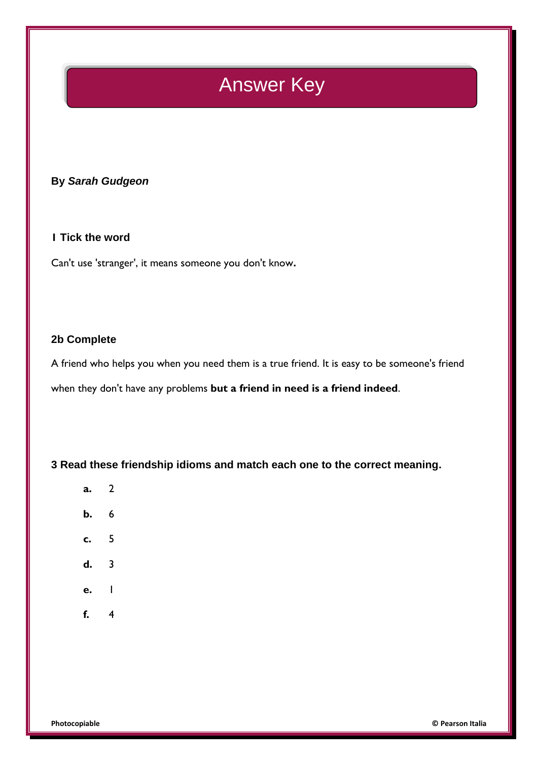# Answer Key

**By *Sarah Gudgeon***

**1 Tick the word**

Can't use 'stranger', it means someone you don't know**.**

**2b Complete**

A friend who helps you when you need them is a true friend. It is easy to be someone's friend when they don't have any problems **but a friend in need is a friend indeed**.

**3 Read these friendship idioms and match each one to the correct meaning.**

**a.** 2

**b.** 6

**c.** 5

**d.** 3

**e.** 1

**f.** 4

**Photocopiable** **© Pearson Italia**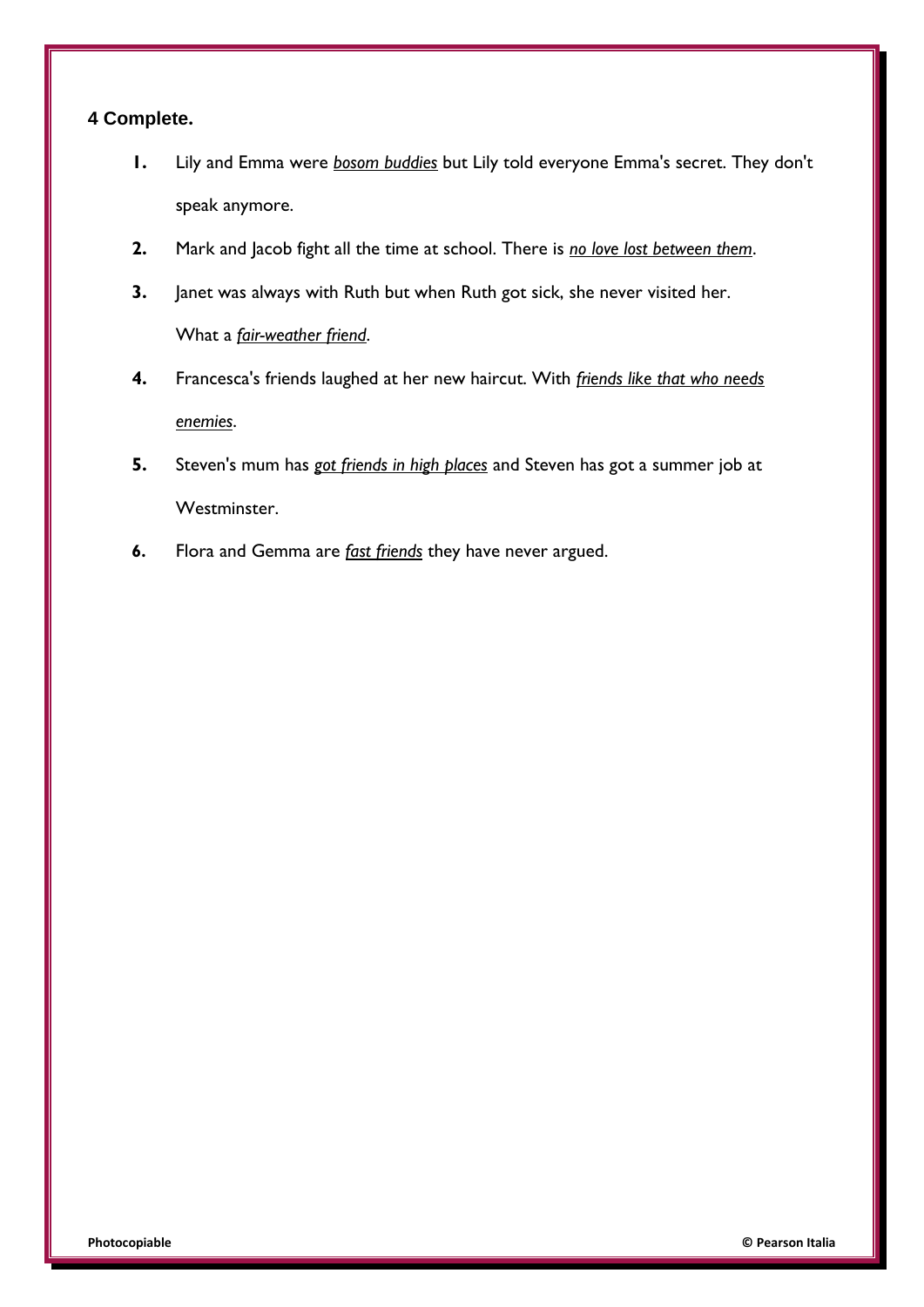**4 Complete.**

1. Lily and Emma were *bosom buddies* but Lily told everyone Emma's secret. They don't speak anymore.
2. Mark and Jacob fight all the time at school. There is *no love lost between them*.
3. Janet was always with Ruth but when Ruth got sick, she never visited her. What a *fair-weather friend*.
4. Francesca's friends laughed at her new haircut. With *friends like that who needs enemies*.
5. Steven's mum has *got friends in high places* and Steven has got a summer job at Westminster.
6. Flora and Gemma are *fast friends* they have never argued.

**Photocopiable** **© Pearson Italia**